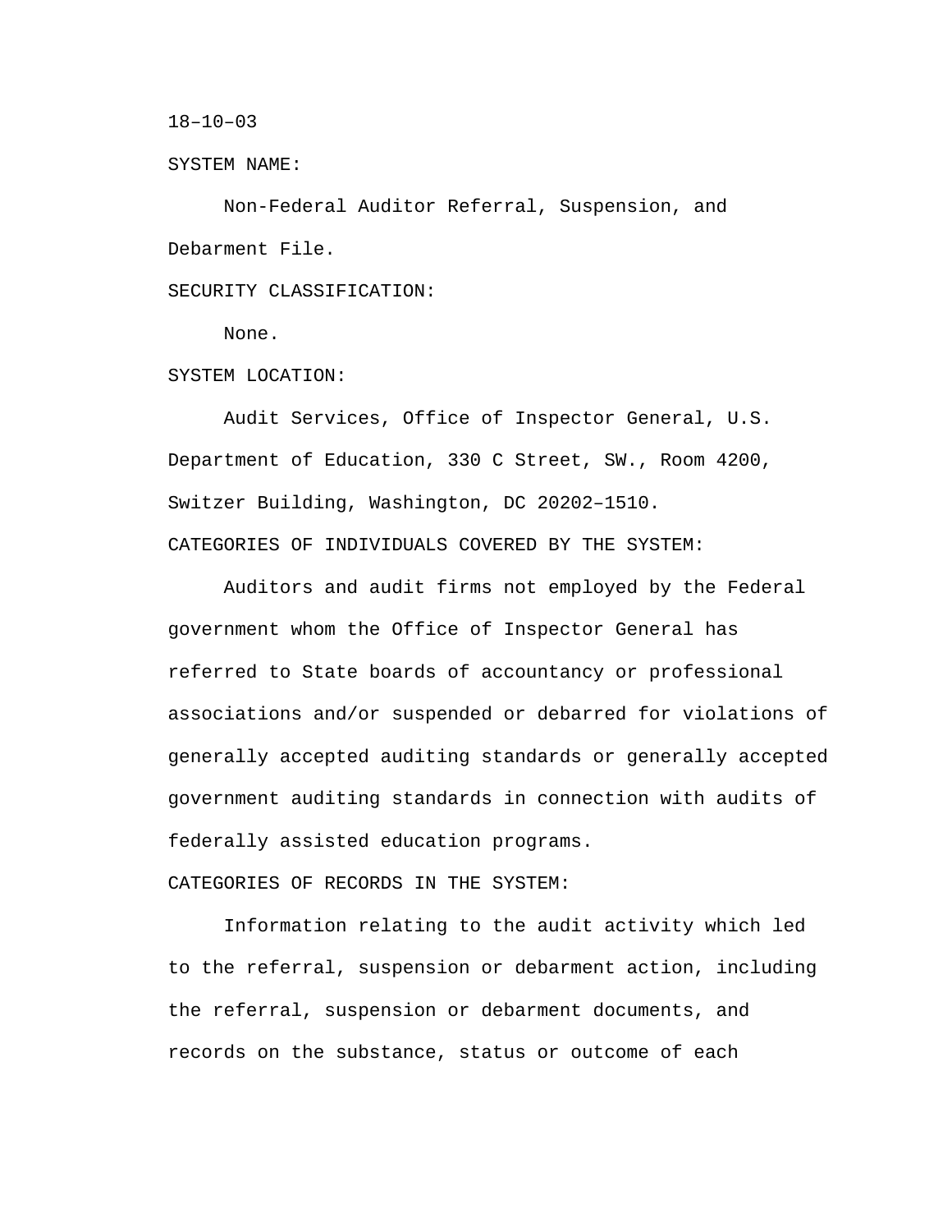18–10–03

SYSTEM NAME:

Non-Federal Auditor Referral, Suspension, and Debarment File.

SECURITY CLASSIFICATION:

None.

SYSTEM LOCATION:

Audit Services, Office of Inspector General, U.S. Department of Education, 330 C Street, SW., Room 4200, Switzer Building, Washington, DC 20202–1510.

CATEGORIES OF INDIVIDUALS COVERED BY THE SYSTEM:

Auditors and audit firms not employed by the Federal government whom the Office of Inspector General has referred to State boards of accountancy or professional associations and/or suspended or debarred for violations of generally accepted auditing standards or generally accepted government auditing standards in connection with audits of federally assisted education programs.

CATEGORIES OF RECORDS IN THE SYSTEM:

Information relating to the audit activity which led to the referral, suspension or debarment action, including the referral, suspension or debarment documents, and records on the substance, status or outcome of each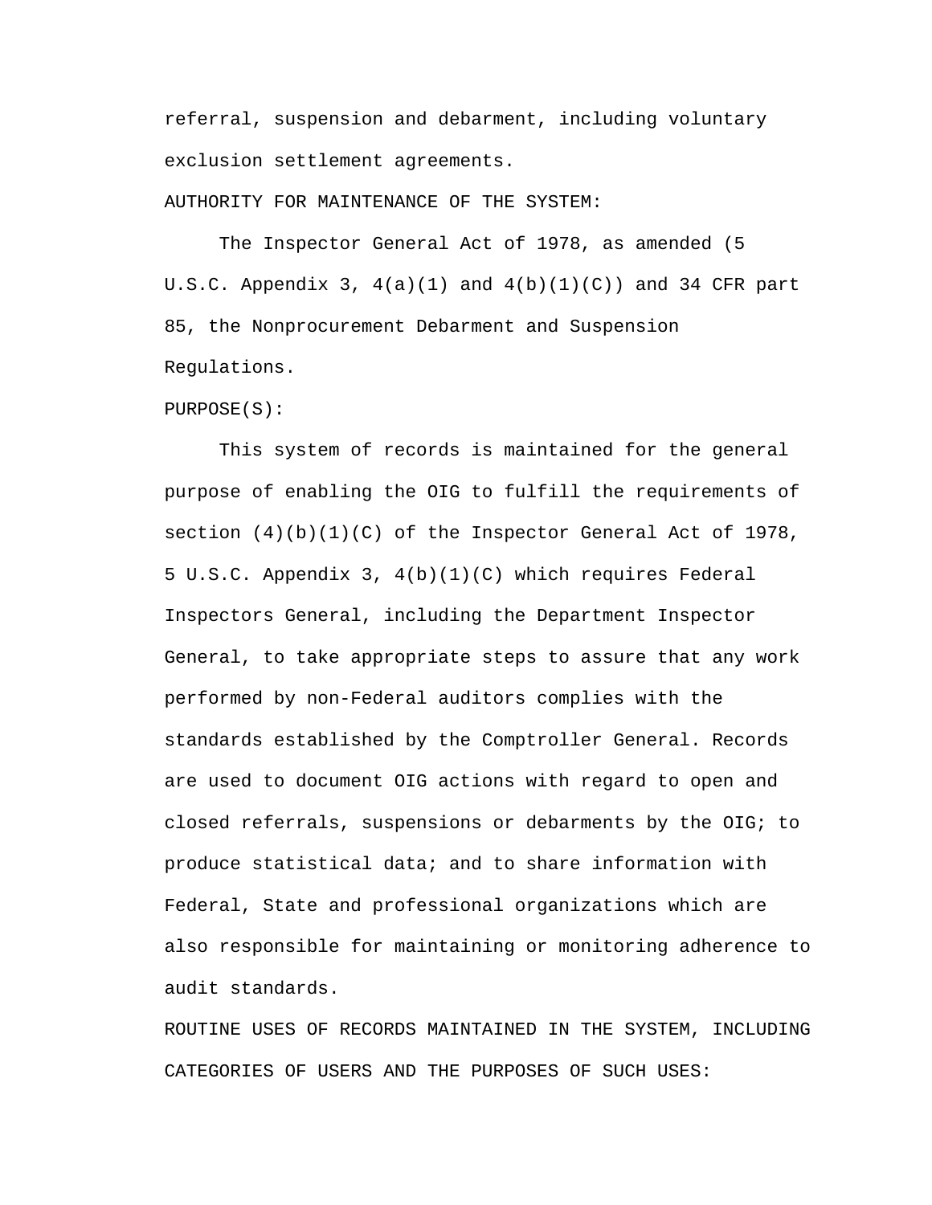referral, suspension and debarment, including voluntary exclusion settlement agreements.

AUTHORITY FOR MAINTENANCE OF THE SYSTEM:

The Inspector General Act of 1978, as amended (5 U.S.C. Appendix 3, 4(a)(1) and 4(b)(1)(C)) and 34 CFR part 85, the Nonprocurement Debarment and Suspension Regulations.

PURPOSE(S):

This system of records is maintained for the general purpose of enabling the OIG to fulfill the requirements of section (4)(b)(1)(C) of the Inspector General Act of 1978, 5 U.S.C. Appendix 3, 4(b)(1)(C) which requires Federal Inspectors General, including the Department Inspector General, to take appropriate steps to assure that any work performed by non-Federal auditors complies with the standards established by the Comptroller General. Records are used to document OIG actions with regard to open and closed referrals, suspensions or debarments by the OIG; to produce statistical data; and to share information with Federal, State and professional organizations which are also responsible for maintaining or monitoring adherence to audit standards.

ROUTINE USES OF RECORDS MAINTAINED IN THE SYSTEM, INCLUDING CATEGORIES OF USERS AND THE PURPOSES OF SUCH USES: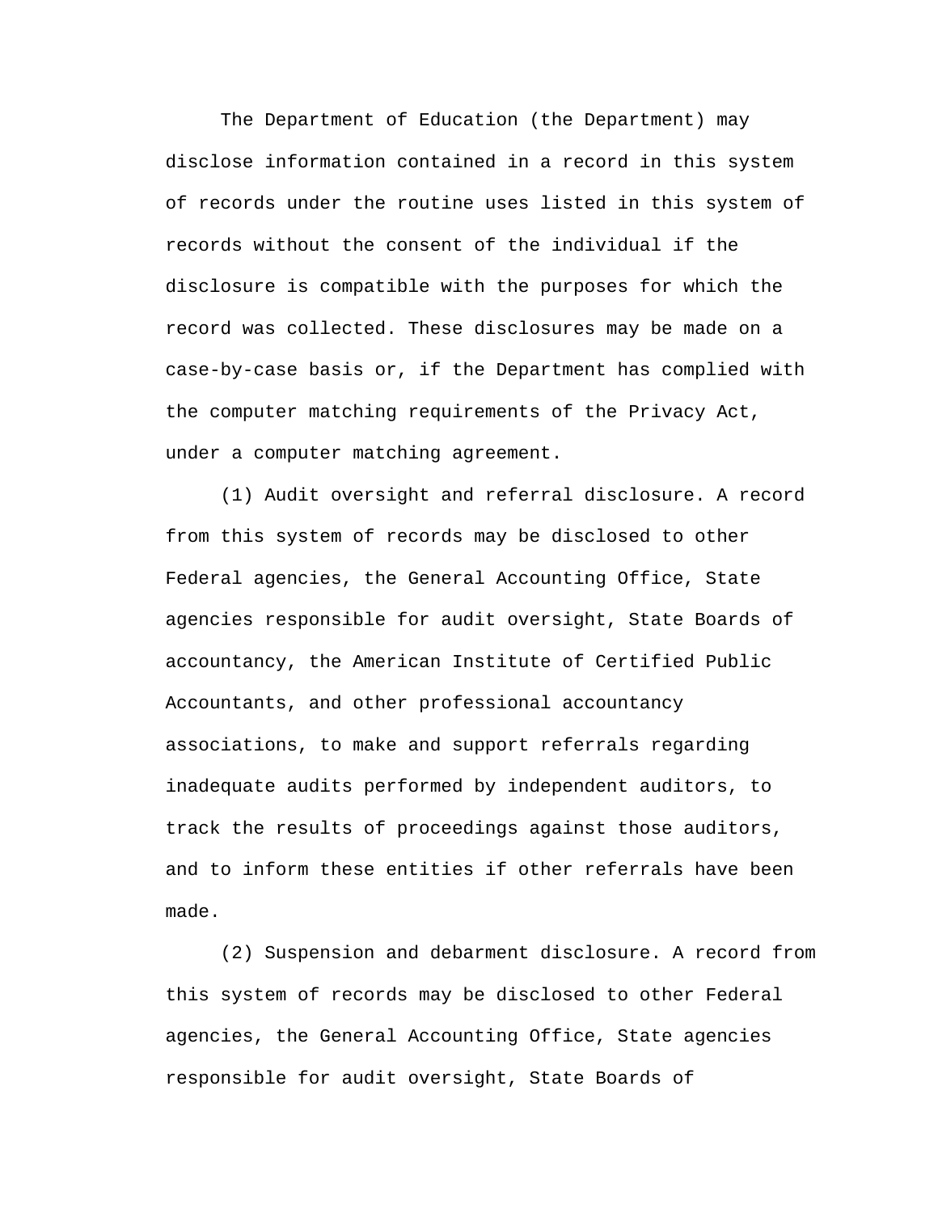The Department of Education (the Department) may disclose information contained in a record in this system of records under the routine uses listed in this system of records without the consent of the individual if the disclosure is compatible with the purposes for which the record was collected. These disclosures may be made on a case-by-case basis or, if the Department has complied with the computer matching requirements of the Privacy Act, under a computer matching agreement.

(1) Audit oversight and referral disclosure. A record from this system of records may be disclosed to other Federal agencies, the General Accounting Office, State agencies responsible for audit oversight, State Boards of accountancy, the American Institute of Certified Public Accountants, and other professional accountancy associations, to make and support referrals regarding inadequate audits performed by independent auditors, to track the results of proceedings against those auditors, and to inform these entities if other referrals have been made.

(2) Suspension and debarment disclosure. A record from this system of records may be disclosed to other Federal agencies, the General Accounting Office, State agencies responsible for audit oversight, State Boards of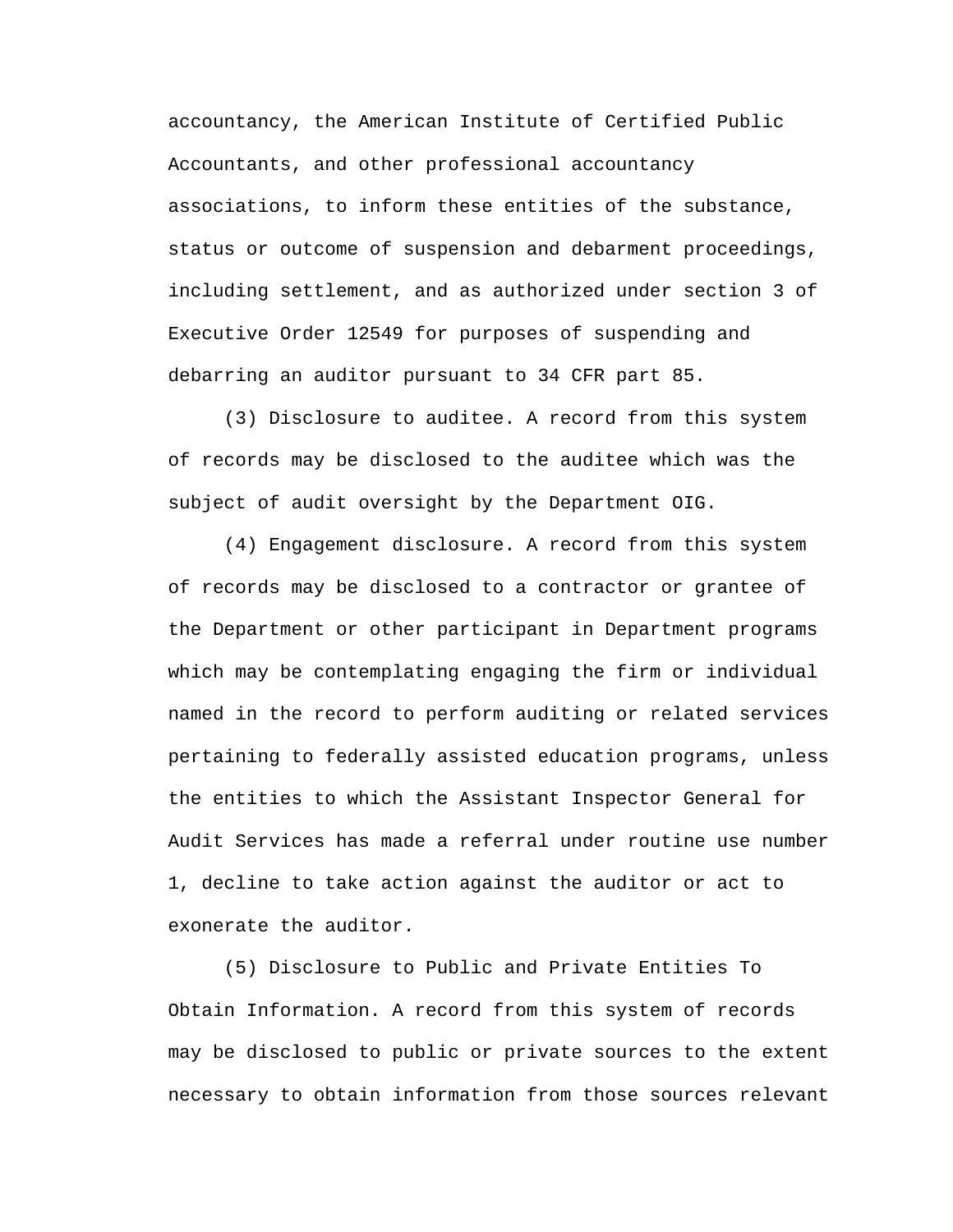accountancy, the American Institute of Certified Public Accountants, and other professional accountancy associations, to inform these entities of the substance, status or outcome of suspension and debarment proceedings, including settlement, and as authorized under section 3 of Executive Order 12549 for purposes of suspending and debarring an auditor pursuant to 34 CFR part 85.

(3) Disclosure to auditee. A record from this system of records may be disclosed to the auditee which was the subject of audit oversight by the Department OIG.

(4) Engagement disclosure. A record from this system of records may be disclosed to a contractor or grantee of the Department or other participant in Department programs which may be contemplating engaging the firm or individual named in the record to perform auditing or related services pertaining to federally assisted education programs, unless the entities to which the Assistant Inspector General for Audit Services has made a referral under routine use number 1, decline to take action against the auditor or act to exonerate the auditor.

(5) Disclosure to Public and Private Entities To Obtain Information. A record from this system of records may be disclosed to public or private sources to the extent necessary to obtain information from those sources relevant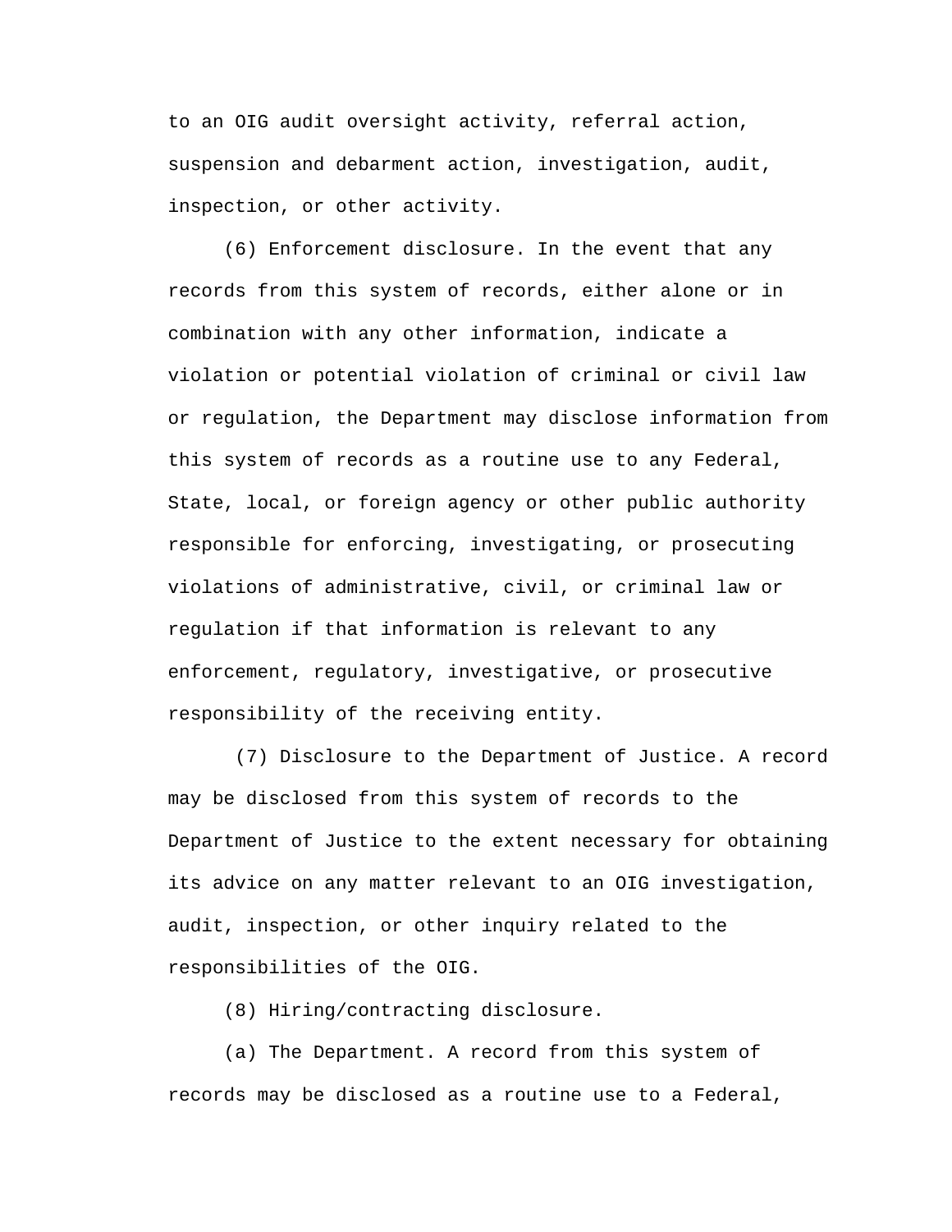to an OIG audit oversight activity, referral action, suspension and debarment action, investigation, audit, inspection, or other activity.

(6) Enforcement disclosure. In the event that any records from this system of records, either alone or in combination with any other information, indicate a violation or potential violation of criminal or civil law or regulation, the Department may disclose information from this system of records as a routine use to any Federal, State, local, or foreign agency or other public authority responsible for enforcing, investigating, or prosecuting violations of administrative, civil, or criminal law or regulation if that information is relevant to any enforcement, regulatory, investigative, or prosecutive responsibility of the receiving entity.

(7) Disclosure to the Department of Justice. A record may be disclosed from this system of records to the Department of Justice to the extent necessary for obtaining its advice on any matter relevant to an OIG investigation, audit, inspection, or other inquiry related to the responsibilities of the OIG.

(8) Hiring/contracting disclosure.

(a) The Department. A record from this system of records may be disclosed as a routine use to a Federal,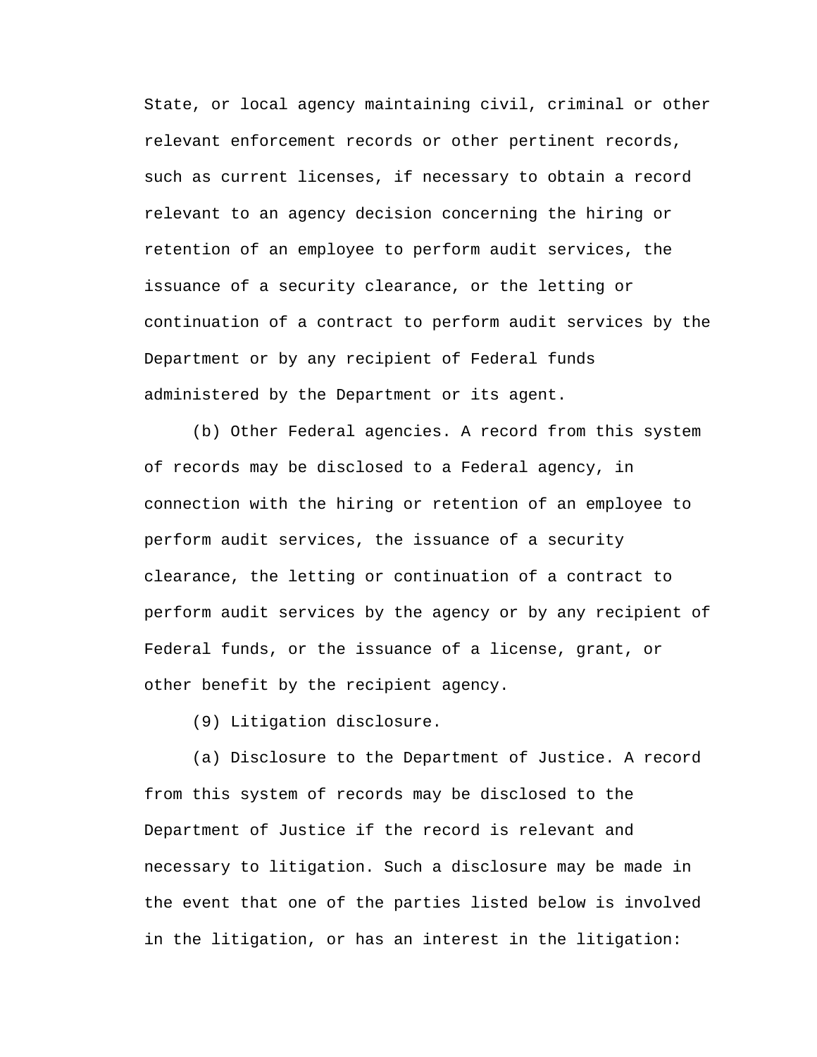State, or local agency maintaining civil, criminal or other relevant enforcement records or other pertinent records, such as current licenses, if necessary to obtain a record relevant to an agency decision concerning the hiring or retention of an employee to perform audit services, the issuance of a security clearance, or the letting or continuation of a contract to perform audit services by the Department or by any recipient of Federal funds administered by the Department or its agent.

(b) Other Federal agencies. A record from this system of records may be disclosed to a Federal agency, in connection with the hiring or retention of an employee to perform audit services, the issuance of a security clearance, the letting or continuation of a contract to perform audit services by the agency or by any recipient of Federal funds, or the issuance of a license, grant, or other benefit by the recipient agency.

(9) Litigation disclosure.

(a) Disclosure to the Department of Justice. A record from this system of records may be disclosed to the Department of Justice if the record is relevant and necessary to litigation. Such a disclosure may be made in the event that one of the parties listed below is involved in the litigation, or has an interest in the litigation: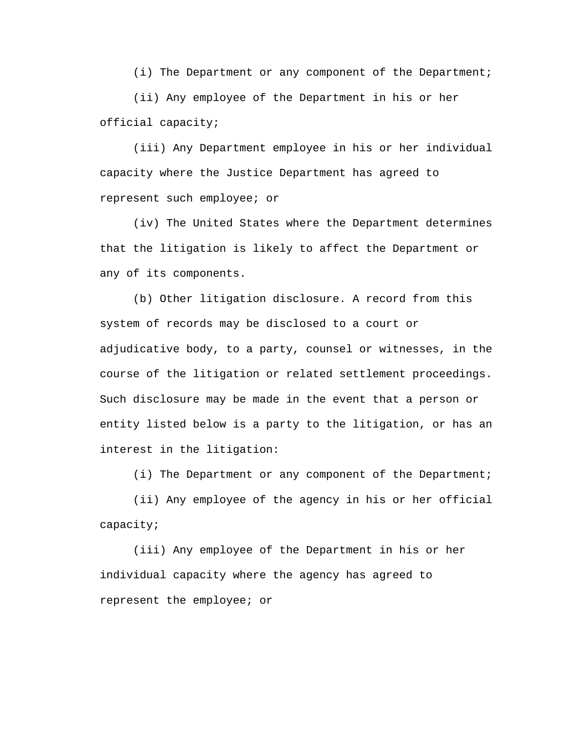(i) The Department or any component of the Department;

(ii) Any employee of the Department in his or her official capacity;

(iii) Any Department employee in his or her individual capacity where the Justice Department has agreed to represent such employee; or

(iv) The United States where the Department determines that the litigation is likely to affect the Department or any of its components.

(b) Other litigation disclosure. A record from this system of records may be disclosed to a court or adjudicative body, to a party, counsel or witnesses, in the course of the litigation or related settlement proceedings. Such disclosure may be made in the event that a person or entity listed below is a party to the litigation, or has an interest in the litigation:

(i) The Department or any component of the Department;

(ii) Any employee of the agency in his or her official capacity;

(iii) Any employee of the Department in his or her individual capacity where the agency has agreed to represent the employee; or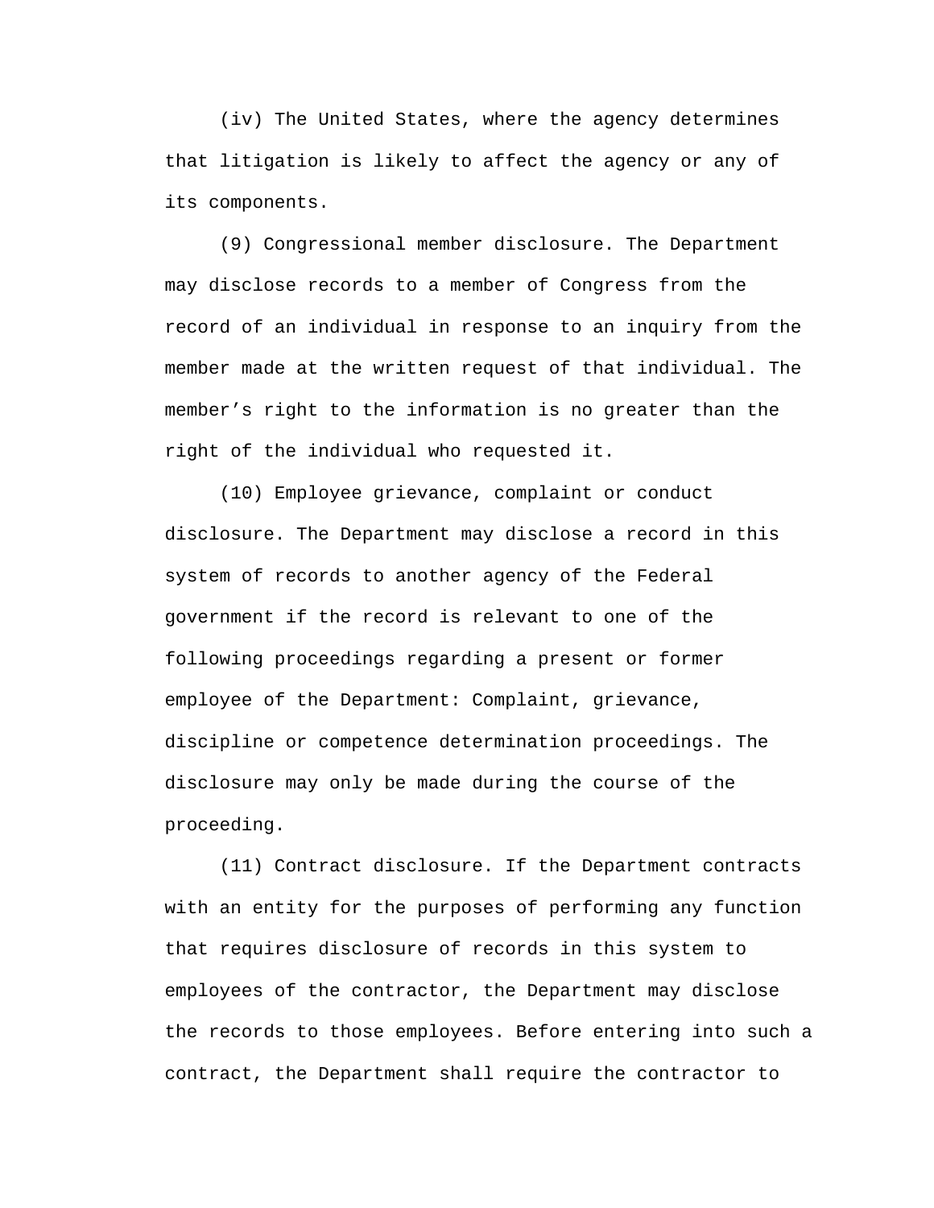(iv) The United States, where the agency determines that litigation is likely to affect the agency or any of its components.

(9) Congressional member disclosure. The Department may disclose records to a member of Congress from the record of an individual in response to an inquiry from the member made at the written request of that individual. The member’s right to the information is no greater than the right of the individual who requested it.

(10) Employee grievance, complaint or conduct disclosure. The Department may disclose a record in this system of records to another agency of the Federal government if the record is relevant to one of the following proceedings regarding a present or former employee of the Department: Complaint, grievance, discipline or competence determination proceedings. The disclosure may only be made during the course of the proceeding.

(11) Contract disclosure. If the Department contracts with an entity for the purposes of performing any function that requires disclosure of records in this system to employees of the contractor, the Department may disclose the records to those employees. Before entering into such a contract, the Department shall require the contractor to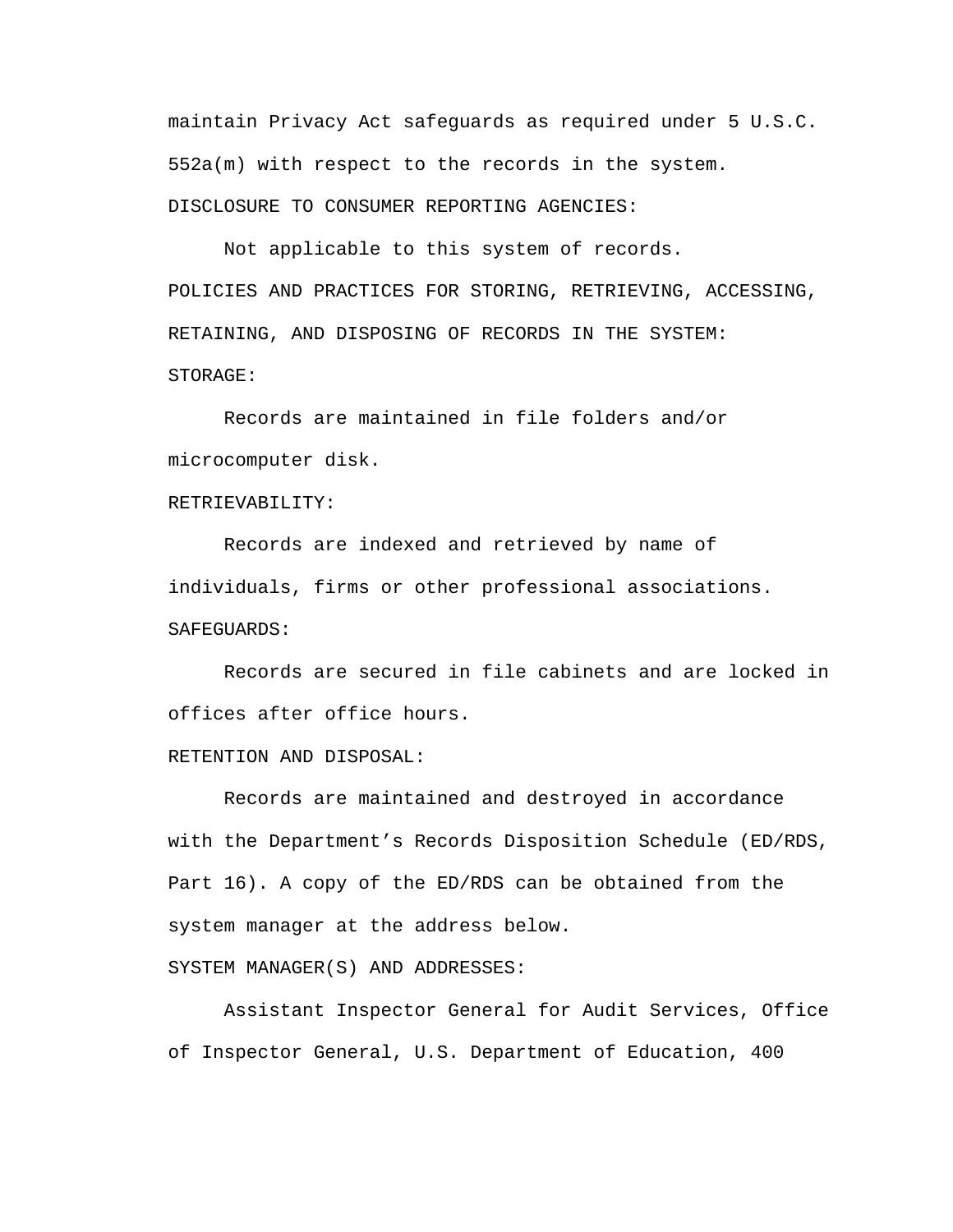maintain Privacy Act safeguards as required under 5 U.S.C. 552a(m) with respect to the records in the system.

DISCLOSURE TO CONSUMER REPORTING AGENCIES:

Not applicable to this system of records.

POLICIES AND PRACTICES FOR STORING, RETRIEVING, ACCESSING, RETAINING, AND DISPOSING OF RECORDS IN THE SYSTEM:

STORAGE:

Records are maintained in file folders and/or microcomputer disk.

RETRIEVABILITY:

Records are indexed and retrieved by name of individuals, firms or other professional associations.

SAFEGUARDS:

Records are secured in file cabinets and are locked in offices after office hours.

RETENTION AND DISPOSAL:

Records are maintained and destroyed in accordance with the Department's Records Disposition Schedule (ED/RDS, Part 16). A copy of the ED/RDS can be obtained from the system manager at the address below.

SYSTEM MANAGER(S) AND ADDRESSES:

Assistant Inspector General for Audit Services, Office of Inspector General, U.S. Department of Education, 400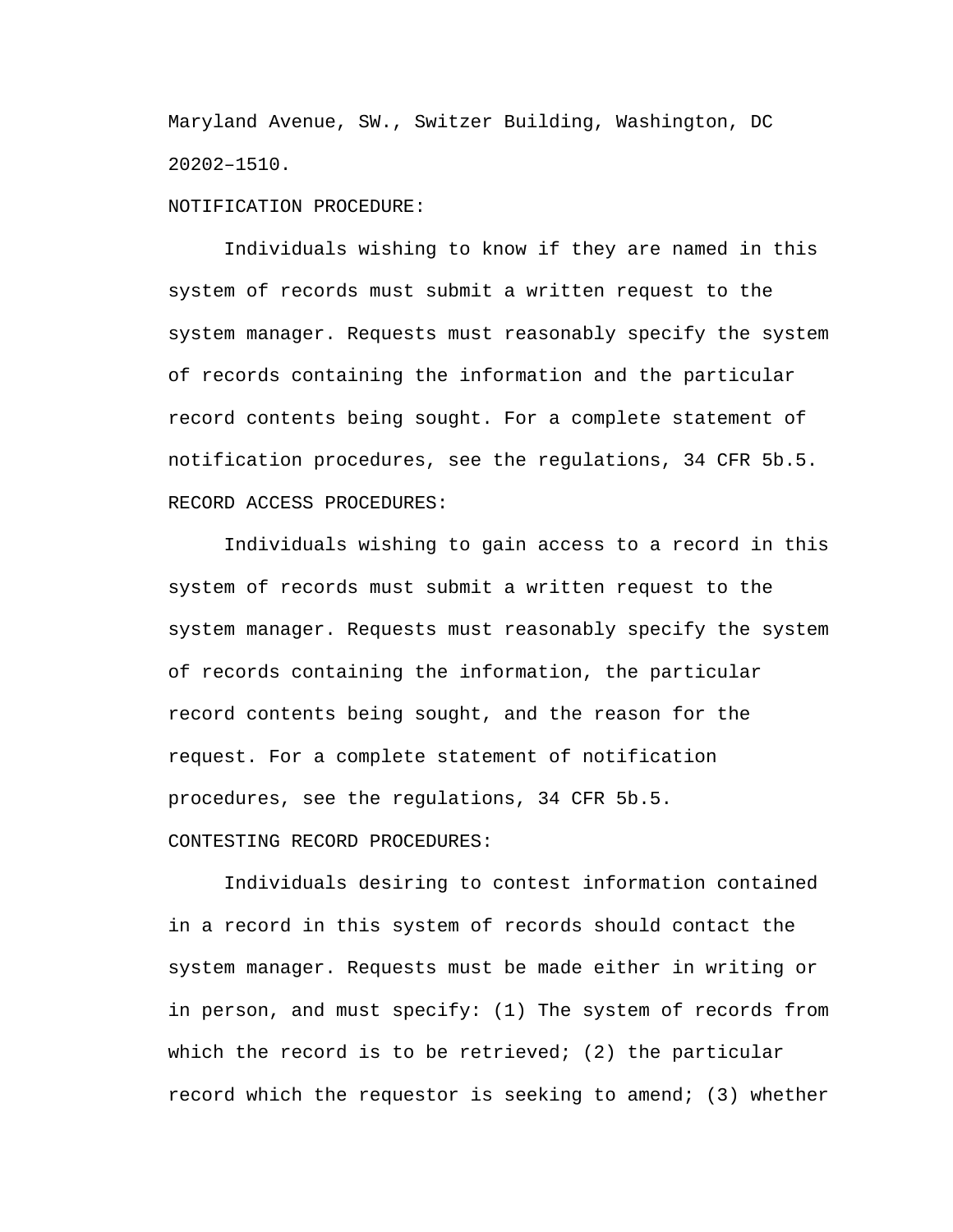Maryland Avenue, SW., Switzer Building, Washington, DC 20202–1510.

NOTIFICATION PROCEDURE:

Individuals wishing to know if they are named in this system of records must submit a written request to the system manager. Requests must reasonably specify the system of records containing the information and the particular record contents being sought. For a complete statement of notification procedures, see the regulations, 34 CFR 5b.5.

RECORD ACCESS PROCEDURES:

Individuals wishing to gain access to a record in this system of records must submit a written request to the system manager. Requests must reasonably specify the system of records containing the information, the particular record contents being sought, and the reason for the request. For a complete statement of notification procedures, see the regulations, 34 CFR 5b.5.

CONTESTING RECORD PROCEDURES:

Individuals desiring to contest information contained in a record in this system of records should contact the system manager. Requests must be made either in writing or in person, and must specify: (1) The system of records from which the record is to be retrieved; (2) the particular record which the requestor is seeking to amend; (3) whether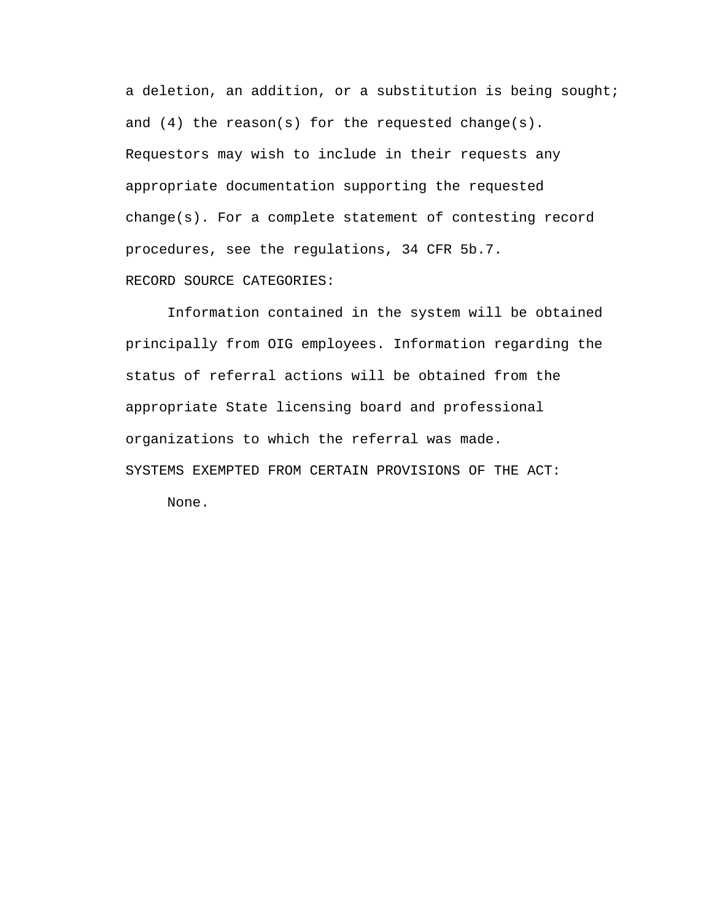a deletion, an addition, or a substitution is being sought; and (4) the reason(s) for the requested change(s). Requestors may wish to include in their requests any appropriate documentation supporting the requested change(s). For a complete statement of contesting record procedures, see the regulations, 34 CFR 5b.7.

RECORD SOURCE CATEGORIES:

Information contained in the system will be obtained principally from OIG employees. Information regarding the status of referral actions will be obtained from the appropriate State licensing board and professional organizations to which the referral was made.

SYSTEMS EXEMPTED FROM CERTAIN PROVISIONS OF THE ACT:

None.